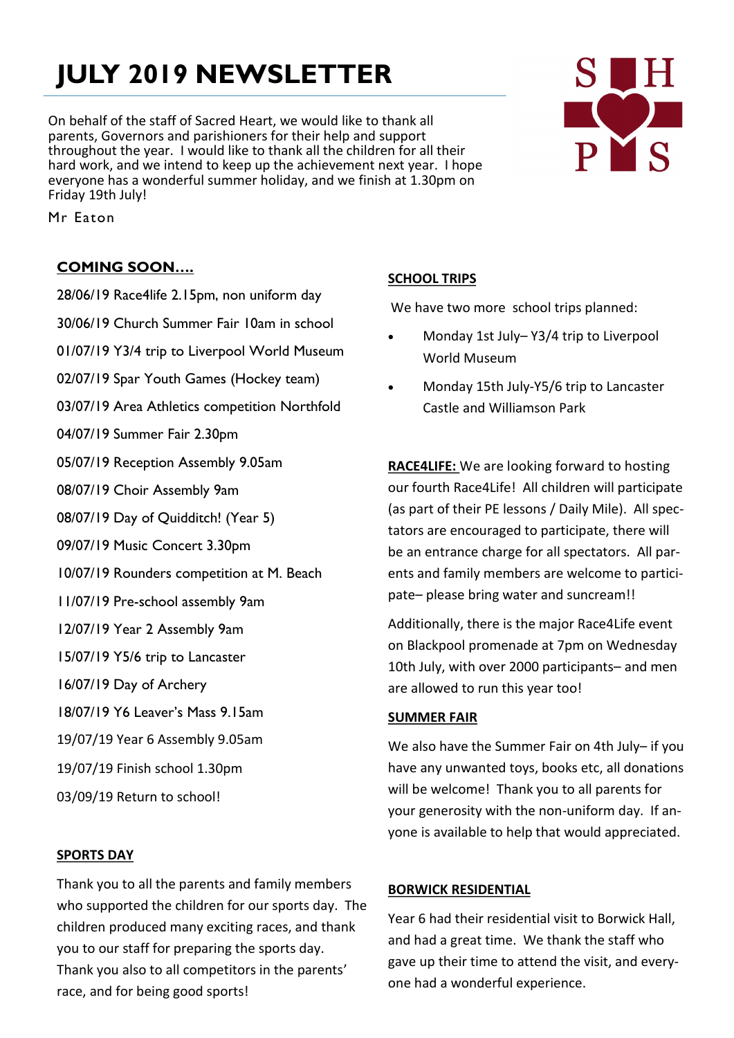# JULY 2019 NEWSLETTER

On behalf of the staff of Sacred Heart, we would like to thank all parents, Governors and parishioners for their help and support throughout the year. I would like to thank all the children for all their hard work, and we intend to keep up the achievement next year. I hope everyone has a wonderful summer holiday, and we finish at 1.30pm on Friday 19th July!

Mr Eaton

## COMING SOON….

28/06/19 Race4life 2.15pm, non uniform day

30/06/19 Church Summer Fair 10am in school

01/07/19 Y3/4 trip to Liverpool World Museum

02/07/19 Spar Youth Games (Hockey team)

03/07/19 Area Athletics competition Northfold

04/07/19 Summer Fair 2.30pm

05/07/19 Reception Assembly 9.05am

08/07/19 Choir Assembly 9am

08/07/19 Day of Quidditch! (Year 5)

09/07/19 Music Concert 3.30pm

10/07/19 Rounders competition at M. Beach

11/07/19 Pre-school assembly 9am

12/07/19 Year 2 Assembly 9am

15/07/19 Y5/6 trip to Lancaster

16/07/19 Day of Archery

18/07/19 Y6 Leaver's Mass 9.15am

19/07/19 Year 6 Assembly 9.05am

19/07/19 Finish school 1.30pm

03/09/19 Return to school!

## SPORTS DAY

Thank you to all the parents and family members who supported the children for our sports day. The children produced many exciting races, and thank you to our staff for preparing the sports day. Thank you also to all competitors in the parents' race, and for being good sports!

## SCHOOL TRIPS

We have two more school trips planned:

- Monday 1st July– Y3/4 trip to Liverpool World Museum
- Monday 15th July-Y5/6 trip to Lancaster Castle and Williamson Park

**RACE4LIFE:** We are looking forward to hosting our fourth Race4Life! All children will participate (as part of their PE lessons / Daily Mile). All spectators are encouraged to participate, there will be an entrance charge for all spectators. All parents and family members are welcome to participate– please bring water and suncream!!

Additionally, there is the major Race4Life event on Blackpool promenade at 7pm on Wednesday 10th July, with over 2000 participants– and men are allowed to run this year too!

## SUMMER FAIR

We also have the Summer Fair on 4th July– if you have any unwanted toys, books etc, all donations will be welcome! Thank you to all parents for your generosity with the non-uniform day. If anyone is available to help that would appreciated.

## BORWICK RESIDENTIAL

Year 6 had their residential visit to Borwick Hall, and had a great time. We thank the staff who gave up their time to attend the visit, and everyone had a wonderful experience.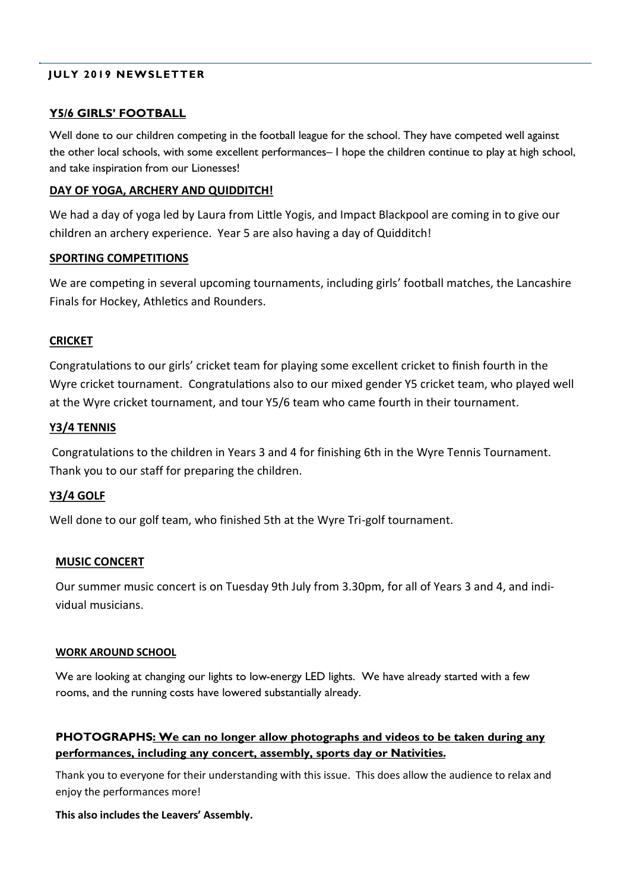**JULY 2019 NEWSLETTER**

## Y5/6 GIRLS' FOOTBALL

Well done to our children competing in the football league for the school. They have competed well against the other local schools, with some excellent performances– I hope the children continue to play at high school, and take inspiration from our Lionesses!

## DAY OF YOGA, ARCHERY AND QUIDDITCH!

We had a day of yoga led by Laura from Little Yogis, and Impact Blackpool are coming in to give our children an archery experience. Year 5 are also having a day of Quidditch!

## SPORTING COMPETITIONS

We are competing in several upcoming tournaments, including girls' football matches, the Lancashire Finals for Hockey, Athletics and Rounders.

## CRICKET

Congratulations to our girls' cricket team for playing some excellent cricket to finish fourth in the Wyre cricket tournament. Congratulations also to our mixed gender Y5 cricket team, who played well at the Wyre cricket tournament, and tour Y5/6 team who came fourth in their tournament.

## Y3/4 TENNIS

Congratulations to the children in Years 3 and 4 for finishing 6th in the Wyre Tennis Tournament. Thank you to our staff for preparing the children.

## Y3/4 GOLF

Well done to our golf team, who finished 5th at the Wyre Tri-golf tournament.

## MUSIC CONCERT

Our summer music concert is on Tuesday 9th July from 3.30pm, for all of Years 3 and 4, and individual musicians.

## WORK AROUND SCHOOL

We are looking at changing our lights to low-energy LED lights. We have already started with a few rooms, and the running costs have lowered substantially already.

## PHOTOGRAPHS: We can no longer allow photographs and videos to be taken during any performances, including any concert, assembly, sports day or Nativities.

Thank you to everyone for their understanding with this issue. This does allow the audience to relax and enjoy the performances more!

**This also includes the Leavers' Assembly.**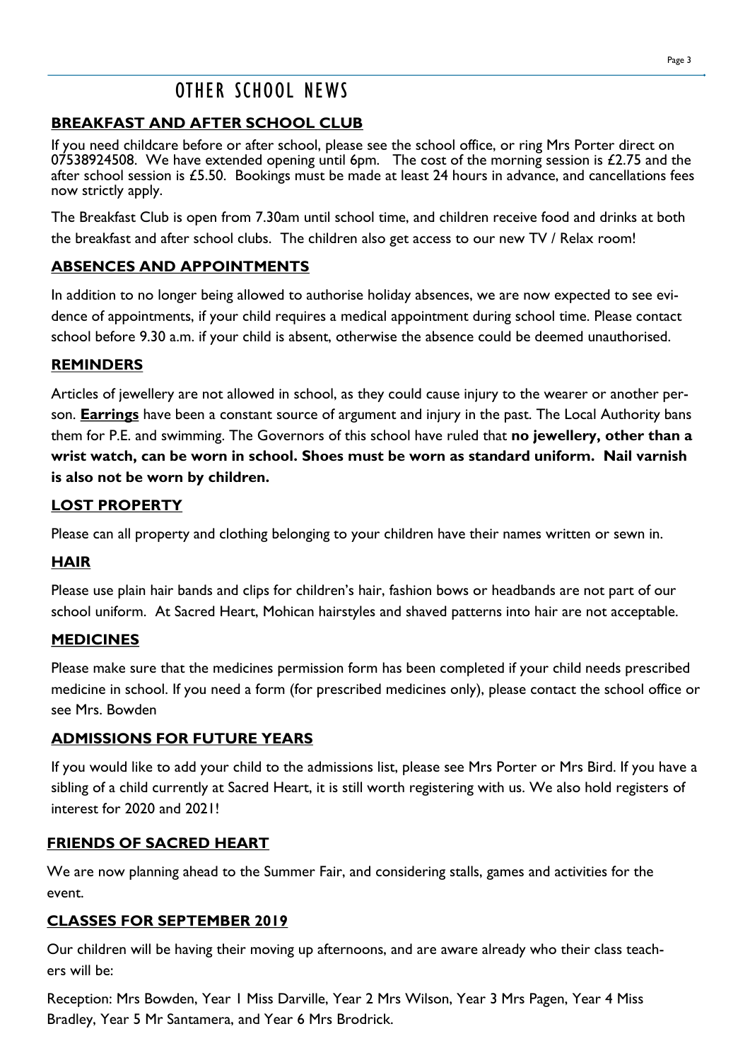# OTHER SCHOOL NEWS

## BREAKFAST AND AFTER SCHOOL CLUB

If you need childcare before or after school, please see the school office, or ring Mrs Porter direct on 07538924508. We have extended opening until 6pm. The cost of the morning session is £2.75 and the after school session is £5.50. Bookings must be made at least 24 hours in advance, and cancellations fees now strictly apply.

The Breakfast Club is open from 7.30am until school time, and children receive food and drinks at both the breakfast and after school clubs. The children also get access to our new TV / Relax room!

## ABSENCES AND APPOINTMENTS

In addition to no longer being allowed to authorise holiday absences, we are now expected to see evidence of appointments, if your child requires a medical appointment during school time. Please contact school before 9.30 a.m. if your child is absent, otherwise the absence could be deemed unauthorised.

## REMINDERS

Articles of jewellery are not allowed in school, as they could cause injury to the wearer or another person. **Earrings** have been a constant source of argument and injury in the past. The Local Authority bans them for P.E. and swimming. The Governors of this school have ruled that **no jewellery, other than a wrist watch, can be worn in school. Shoes must be worn as standard uniform. Nail varnish is also not be worn by children.**

## LOST PROPERTY

Please can all property and clothing belonging to your children have their names written or sewn in.

## HAIR

Please use plain hair bands and clips for children's hair, fashion bows or headbands are not part of our school uniform. At Sacred Heart, Mohican hairstyles and shaved patterns into hair are not acceptable.

## MEDICINES

Please make sure that the medicines permission form has been completed if your child needs prescribed medicine in school. If you need a form (for prescribed medicines only), please contact the school office or see Mrs. Bowden

## ADMISSIONS FOR FUTURE YEARS

If you would like to add your child to the admissions list, please see Mrs Porter or Mrs Bird. If you have a sibling of a child currently at Sacred Heart, it is still worth registering with us. We also hold registers of interest for 2020 and 2021!

## FRIENDS OF SACRED HEART

We are now planning ahead to the Summer Fair, and considering stalls, games and activities for the event.

## CLASSES FOR SEPTEMBER 2019

Our children will be having their moving up afternoons, and are aware already who their class teachers will be:

Reception: Mrs Bowden, Year 1 Miss Darville, Year 2 Mrs Wilson, Year 3 Mrs Pagen, Year 4 Miss Bradley, Year 5 Mr Santamera, and Year 6 Mrs Brodrick.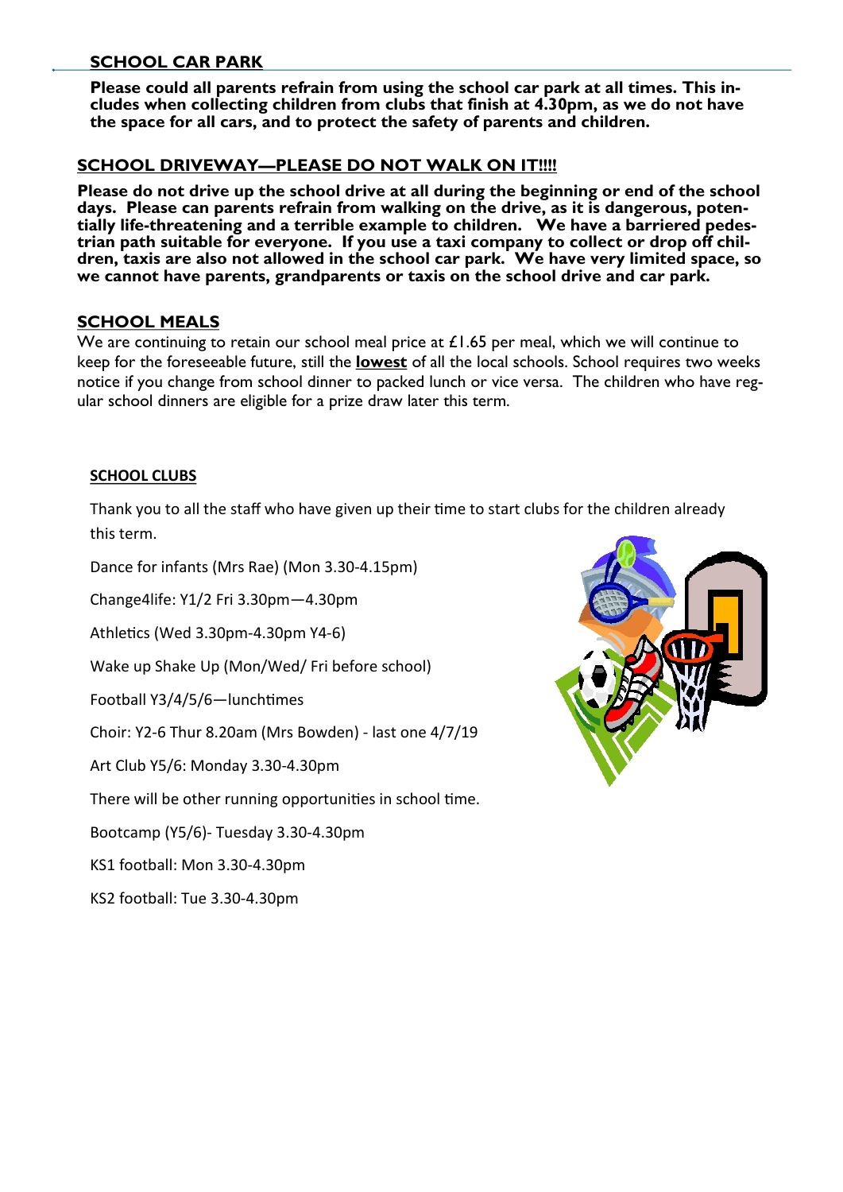## SCHOOL CAR PARK

**Please could all parents refrain from using the school car park at all times. This includes when collecting children from clubs that finish at 4.30pm, as we do not have the space for all cars, and to protect the safety of parents and children.**

## SCHOOL DRIVEWAY—PLEASE DO NOT WALK ON IT!!!!

**Please do not drive up the school drive at all during the beginning or end of the school days. Please can parents refrain from walking on the drive, as it is dangerous, potentially life-threatening and a terrible example to children. We have a barriered pedestrian path suitable for everyone. If you use a taxi company to collect or drop off children, taxis are also not allowed in the school car park. We have very limited space, so we cannot have parents, grandparents or taxis on the school drive and car park.**

## SCHOOL MEALS

We are continuing to retain our school meal price at £1.65 per meal, which we will continue to keep for the foreseeable future, still the **lowest** of all the local schools. School requires two weeks notice if you change from school dinner to packed lunch or vice versa. The children who have regular school dinners are eligible for a prize draw later this term.

### SCHOOL CLUBS

Thank you to all the staff who have given up their time to start clubs for the children already this term.

Dance for infants (Mrs Rae) (Mon 3.30-4.15pm)

Change4life: Y1/2 Fri 3.30pm—4.30pm

Athletics (Wed 3.30pm-4.30pm Y4-6)

Wake up Shake Up (Mon/Wed/ Fri before school)

Football Y3/4/5/6—lunchtimes

Choir: Y2-6 Thur 8.20am (Mrs Bowden) - last one 4/7/19

Art Club Y5/6: Monday 3.30-4.30pm

There will be other running opportunities in school time.

Bootcamp (Y5/6)- Tuesday 3.30-4.30pm

KS1 football: Mon 3.30-4.30pm

KS2 football: Tue 3.30-4.30pm